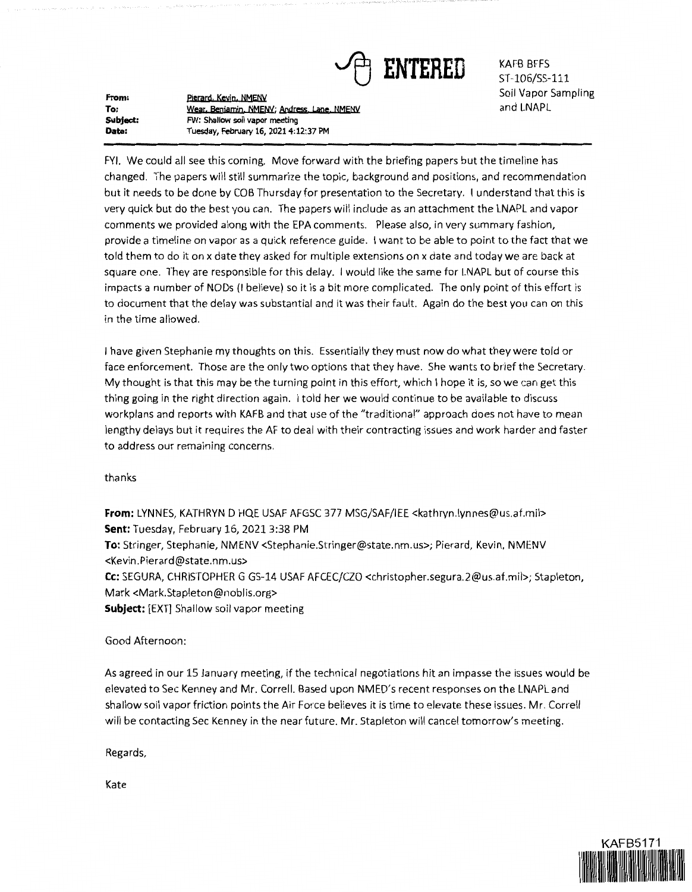**ENTERED**

KAFB BFFS
ST-106/SS-111
Soil Vapor Sampling
and LNAPL

**From:** Pierard, Kevin, NMENV
**To:** Wear, Benjamin, NMENV; Andress, Lane, NMENV
**Subject:** FW: Shallow soil vapor meeting
**Date:** Tuesday, February 16, 2021 4:12:37 PM

FYI. We could all see this coming. Move forward with the briefing papers but the timeline has changed. The papers will still summarize the topic, background and positions, and recommendation but it needs to be done by COB Thursday for presentation to the Secretary. I understand that this is very quick but do the best you can. The papers will include as an attachment the LNAPL and vapor comments we provided along with the EPA comments. Please also, in very summary fashion, provide a timeline on vapor as a quick reference guide. I want to be able to point to the fact that we told them to do it on x date they asked for multiple extensions on x date and today we are back at square one. They are responsible for this delay. I would like the same for LNAPL but of course this impacts a number of NODs (I believe) so it is a bit more complicated. The only point of this effort is to document that the delay was substantial and it was their fault. Again do the best you can on this in the time allowed.

I have given Stephanie my thoughts on this. Essentially they must now do what they were told or face enforcement. Those are the only two options that they have. She wants to brief the Secretary. My thought is that this may be the turning point in this effort, which I hope it is, so we can get this thing going in the right direction again. I told her we would continue to be available to discuss workplans and reports with KAFB and that use of the "traditional" approach does not have to mean lengthy delays but it requires the AF to deal with their contracting issues and work harder and faster to address our remaining concerns.

thanks

**From:** LYNNES, KATHRYN D HQE USAF AFGSC 377 MSG/SAF/IEE <kathryn.lynnes@us.af.mil>
**Sent:** Tuesday, February 16, 2021 3:38 PM
**To:** Stringer, Stephanie, NMENV <Stephanie.Stringer@state.nm.us>; Pierard, Kevin, NMENV <Kevin.Pierard@state.nm.us>
**Cc:** SEGURA, CHRISTOPHER G GS-14 USAF AFCEC/CZO <christopher.segura.2@us.af.mil>; Stapleton, Mark <Mark.Stapleton@noblis.org>
**Subject:** [EXT] Shallow soil vapor meeting

Good Afternoon:

As agreed in our 15 January meeting, if the technical negotiations hit an impasse the issues would be elevated to Sec Kenney and Mr. Correll. Based upon NMED's recent responses on the LNAPL and shallow soil vapor friction points the Air Force believes it is time to elevate these issues. Mr. Correll will be contacting Sec Kenney in the near future. Mr. Stapleton will cancel tomorrow's meeting.

Regards,

Kate

KAFB5171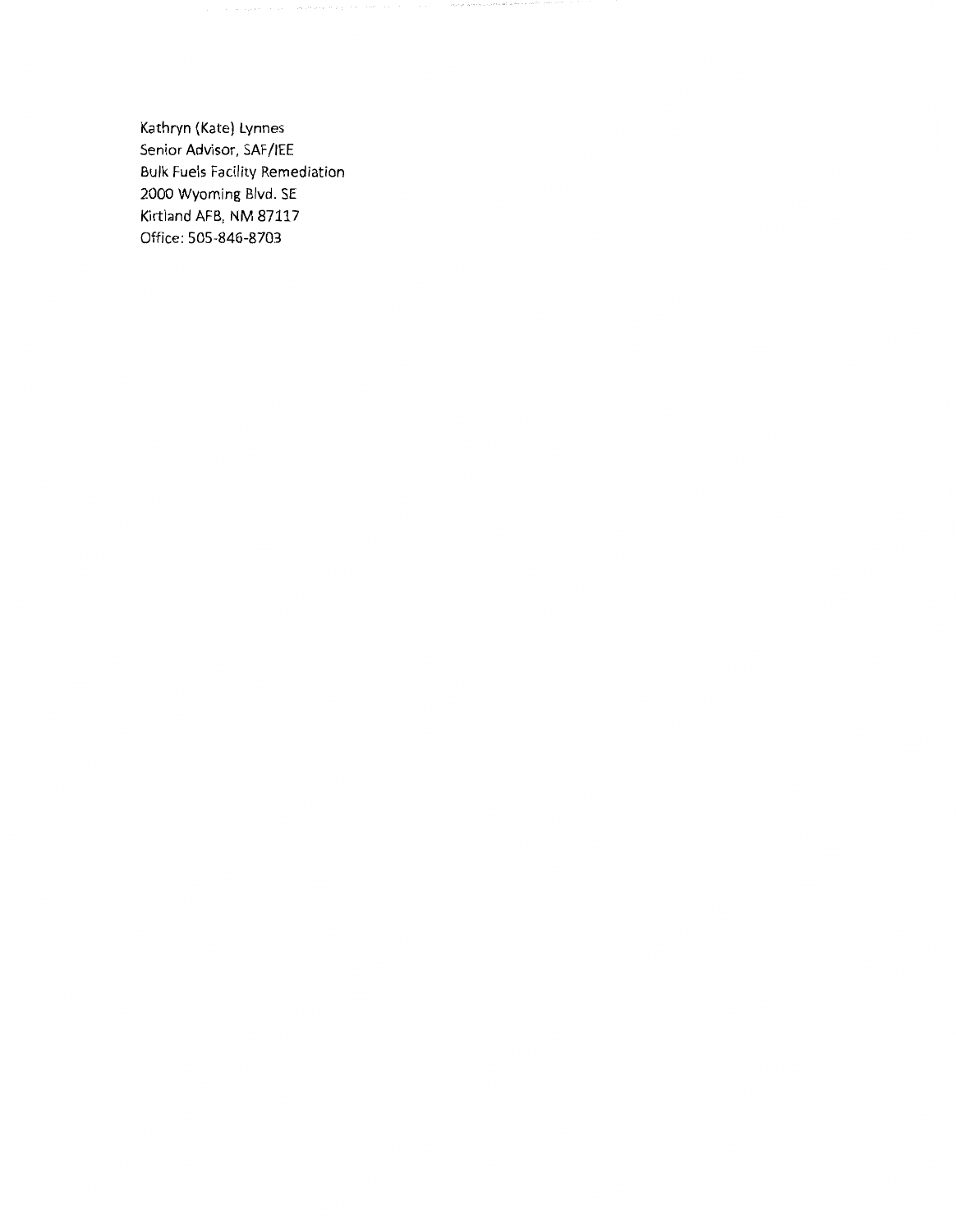Kathryn (Kate) Lynnes
Senior Advisor, SAF/IEE
Bulk Fuels Facility Remediation
2000 Wyoming Blvd. SE
Kirtland AFB, NM 87117
Office: 505-846-8703